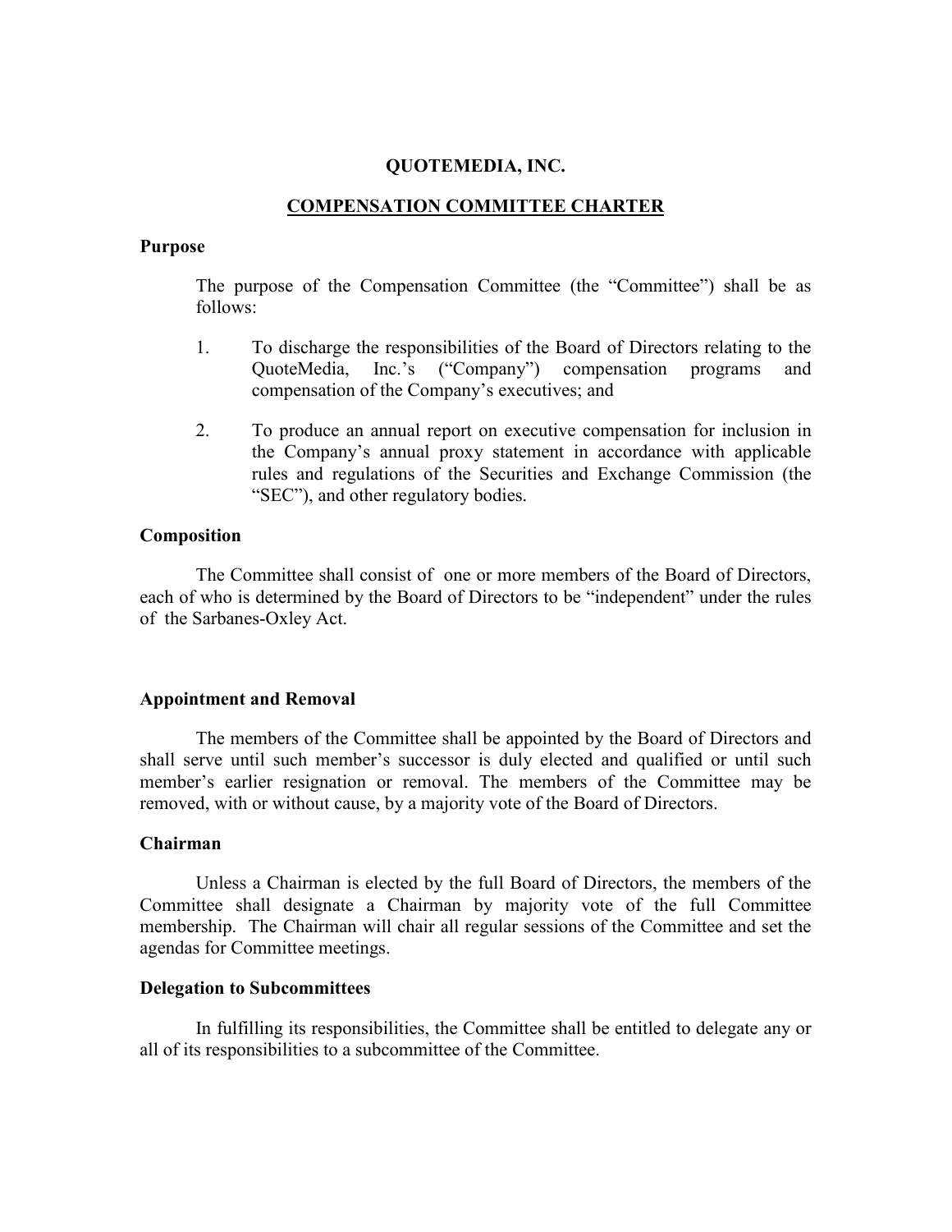# QUOTEMEDIA, INC.

## COMPENSATION COMMITTEE CHARTER

### Purpose

The purpose of the Compensation Committee (the "Committee") shall be as follows:

1. To discharge the responsibilities of the Board of Directors relating to the QuoteMedia, Inc.'s ("Company") compensation programs and compensation of the Company's executives; and

2. To produce an annual report on executive compensation for inclusion in the Company's annual proxy statement in accordance with applicable rules and regulations of the Securities and Exchange Commission (the "SEC"), and other regulatory bodies.

### Composition

The Committee shall consist of one or more members of the Board of Directors, each of who is determined by the Board of Directors to be "independent" under the rules of the Sarbanes-Oxley Act.

### Appointment and Removal

The members of the Committee shall be appointed by the Board of Directors and shall serve until such member's successor is duly elected and qualified or until such member's earlier resignation or removal. The members of the Committee may be removed, with or without cause, by a majority vote of the Board of Directors.

### Chairman

Unless a Chairman is elected by the full Board of Directors, the members of the Committee shall designate a Chairman by majority vote of the full Committee membership. The Chairman will chair all regular sessions of the Committee and set the agendas for Committee meetings.

### Delegation to Subcommittees

In fulfilling its responsibilities, the Committee shall be entitled to delegate any or all of its responsibilities to a subcommittee of the Committee.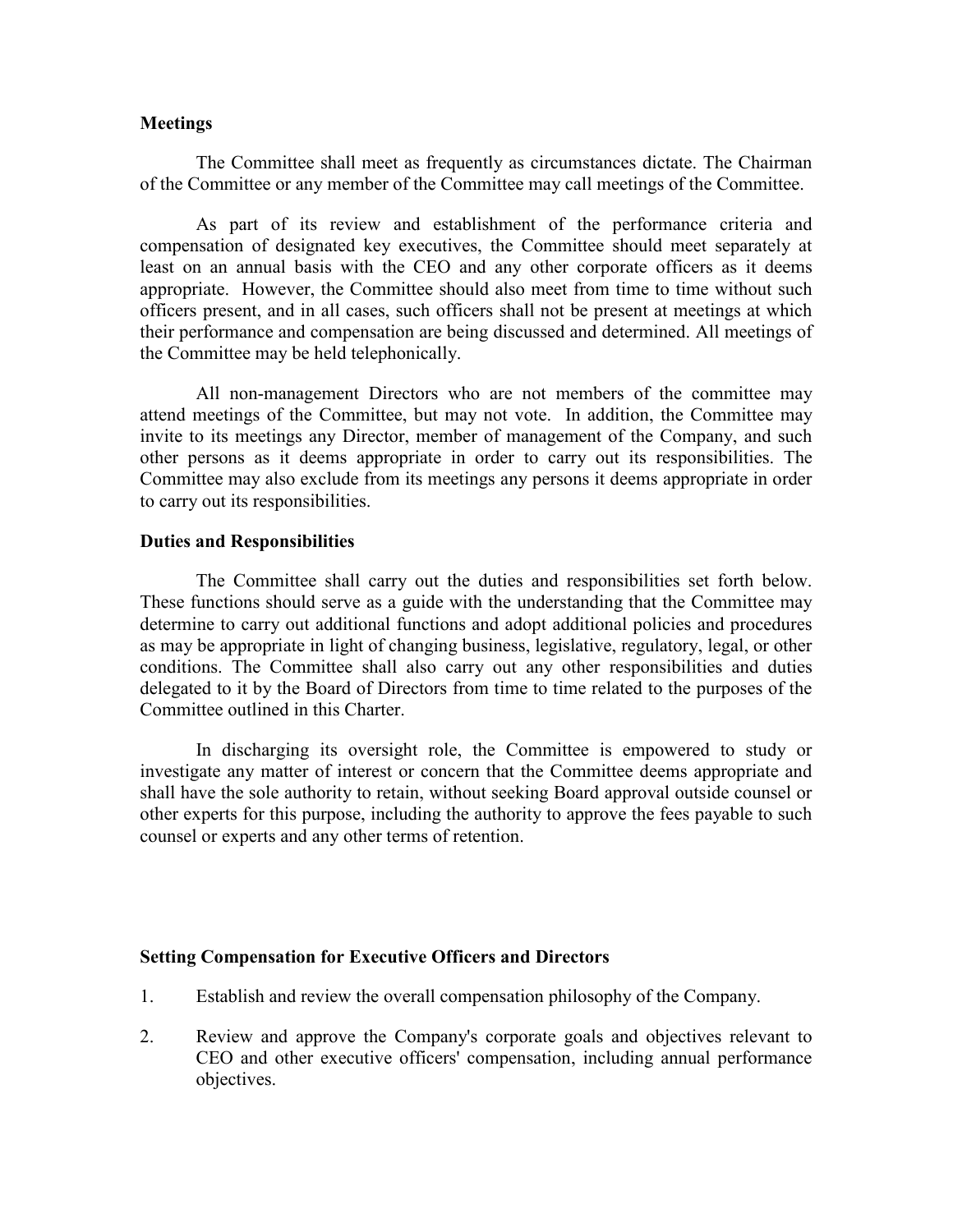**Meetings**

The Committee shall meet as frequently as circumstances dictate. The Chairman of the Committee or any member of the Committee may call meetings of the Committee.

As part of its review and establishment of the performance criteria and compensation of designated key executives, the Committee should meet separately at least on an annual basis with the CEO and any other corporate officers as it deems appropriate. However, the Committee should also meet from time to time without such officers present, and in all cases, such officers shall not be present at meetings at which their performance and compensation are being discussed and determined. All meetings of the Committee may be held telephonically.

All non-management Directors who are not members of the committee may attend meetings of the Committee, but may not vote. In addition, the Committee may invite to its meetings any Director, member of management of the Company, and such other persons as it deems appropriate in order to carry out its responsibilities. The Committee may also exclude from its meetings any persons it deems appropriate in order to carry out its responsibilities.

**Duties and Responsibilities**

The Committee shall carry out the duties and responsibilities set forth below. These functions should serve as a guide with the understanding that the Committee may determine to carry out additional functions and adopt additional policies and procedures as may be appropriate in light of changing business, legislative, regulatory, legal, or other conditions. The Committee shall also carry out any other responsibilities and duties delegated to it by the Board of Directors from time to time related to the purposes of the Committee outlined in this Charter.

In discharging its oversight role, the Committee is empowered to study or investigate any matter of interest or concern that the Committee deems appropriate and shall have the sole authority to retain, without seeking Board approval outside counsel or other experts for this purpose, including the authority to approve the fees payable to such counsel or experts and any other terms of retention.

**Setting Compensation for Executive Officers and Directors**

1. Establish and review the overall compensation philosophy of the Company.
2. Review and approve the Company's corporate goals and objectives relevant to CEO and other executive officers' compensation, including annual performance objectives.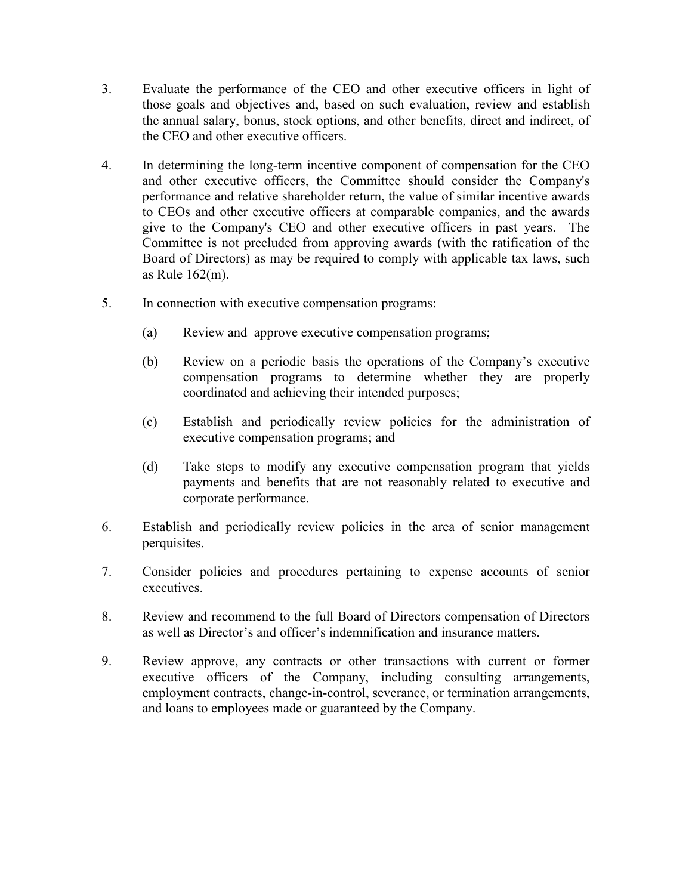3. Evaluate the performance of the CEO and other executive officers in light of those goals and objectives and, based on such evaluation, review and establish the annual salary, bonus, stock options, and other benefits, direct and indirect, of the CEO and other executive officers.

4. In determining the long-term incentive component of compensation for the CEO and other executive officers, the Committee should consider the Company's performance and relative shareholder return, the value of similar incentive awards to CEOs and other executive officers at comparable companies, and the awards give to the Company's CEO and other executive officers in past years. The Committee is not precluded from approving awards (with the ratification of the Board of Directors) as may be required to comply with applicable tax laws, such as Rule 162(m).

5. In connection with executive compensation programs:

   (a) Review and approve executive compensation programs;

   (b) Review on a periodic basis the operations of the Company's executive compensation programs to determine whether they are properly coordinated and achieving their intended purposes;

   (c) Establish and periodically review policies for the administration of executive compensation programs; and

   (d) Take steps to modify any executive compensation program that yields payments and benefits that are not reasonably related to executive and corporate performance.

6. Establish and periodically review policies in the area of senior management perquisites.

7. Consider policies and procedures pertaining to expense accounts of senior executives.

8. Review and recommend to the full Board of Directors compensation of Directors as well as Director's and officer's indemnification and insurance matters.

9. Review approve, any contracts or other transactions with current or former executive officers of the Company, including consulting arrangements, employment contracts, change-in-control, severance, or termination arrangements, and loans to employees made or guaranteed by the Company.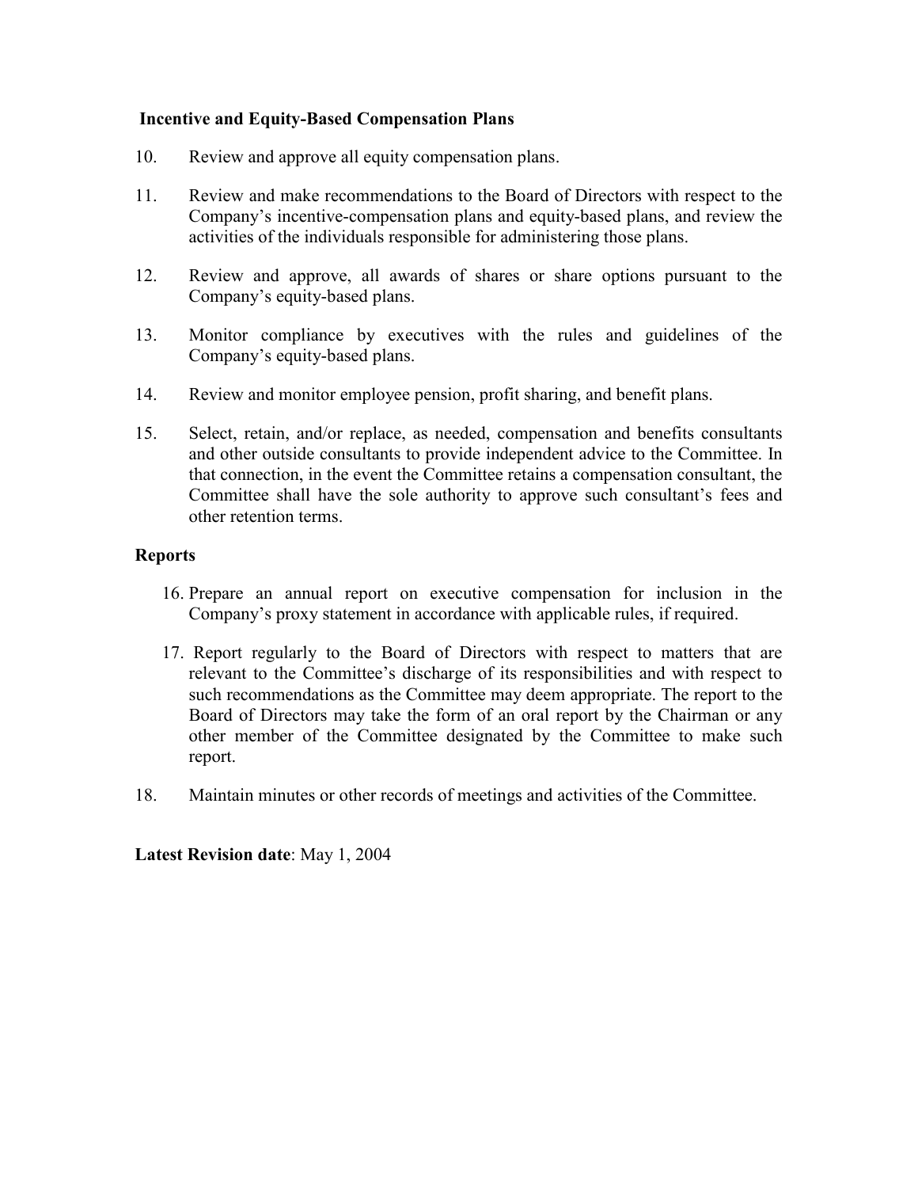**Incentive and Equity-Based Compensation Plans**

10. Review and approve all equity compensation plans.

11. Review and make recommendations to the Board of Directors with respect to the Company's incentive-compensation plans and equity-based plans, and review the activities of the individuals responsible for administering those plans.

12. Review and approve, all awards of shares or share options pursuant to the Company's equity-based plans.

13. Monitor compliance by executives with the rules and guidelines of the Company's equity-based plans.

14. Review and monitor employee pension, profit sharing, and benefit plans.

15. Select, retain, and/or replace, as needed, compensation and benefits consultants and other outside consultants to provide independent advice to the Committee. In that connection, in the event the Committee retains a compensation consultant, the Committee shall have the sole authority to approve such consultant's fees and other retention terms.

**Reports**

16. Prepare an annual report on executive compensation for inclusion in the Company's proxy statement in accordance with applicable rules, if required.

17. Report regularly to the Board of Directors with respect to matters that are relevant to the Committee's discharge of its responsibilities and with respect to such recommendations as the Committee may deem appropriate. The report to the Board of Directors may take the form of an oral report by the Chairman or any other member of the Committee designated by the Committee to make such report.

18. Maintain minutes or other records of meetings and activities of the Committee.

**Latest Revision date**: May 1, 2004